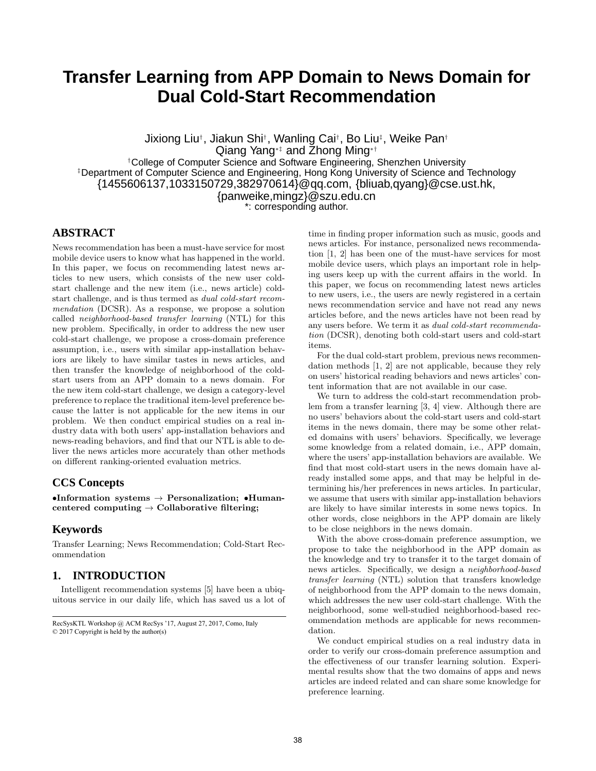# Transfer Learning from APP Domain to News Domain for Dual Cold-Start Recommendation

Jixiong Liu[†], Jiakun Shi[†], Wanling Cai[†], Bo Liu[‡], Weike Pan[†]
Qiang Yang[*‡] and Zhong Ming[*†]

[†]College of Computer Science and Software Engineering, Shenzhen University
[‡]Department of Computer Science and Engineering, Hong Kong University of Science and Technology
{1455606137,1033150729,382970614}@qq.com, {bliuab,qyang}@cse.ust.hk,
{panweike,mingz}@szu.edu.cn
*: corresponding author.

## ABSTRACT

News recommendation has been a must-have service for most mobile device users to know what has happened in the world. In this paper, we focus on recommending latest news articles to new users, which consists of the new user cold-start challenge and the new item (i.e., news article) cold-start challenge, and is thus termed as *dual cold-start recommendation* (DCSR). As a response, we propose a solution called *neighborhood-based transfer learning* (NTL) for this new problem. Specifically, in order to address the new user cold-start challenge, we propose a cross-domain preference assumption, i.e., users with similar app-installation behaviors are likely to have similar tastes in news articles, and then transfer the knowledge of neighborhood of the cold-start users from an APP domain to a news domain. For the new item cold-start challenge, we design a category-level preference to replace the traditional item-level preference because the latter is not applicable for the new items in our problem. We then conduct empirical studies on a real industry data with both users' app-installation behaviors and news-reading behaviors, and find that our NTL is able to deliver the news articles more accurately than other methods on different ranking-oriented evaluation metrics.

## CCS Concepts

**•Information systems → Personalization; •Human-centered computing → Collaborative filtering;**

## Keywords

Transfer Learning; News Recommendation; Cold-Start Recommendation

## 1. INTRODUCTION

Intelligent recommendation systems [5] have been a ubiquitous service in our daily life, which has saved us a lot of time in finding proper information such as music, goods and news articles. For instance, personalized news recommendation [1, 2] has been one of the must-have services for most mobile device users, which plays an important role in helping users keep up with the current affairs in the world. In this paper, we focus on recommending latest news articles to new users, i.e., the users are newly registered in a certain news recommendation service and have not read any news articles before, and the news articles have not been read by any users before. We term it as *dual cold-start recommendation* (DCSR), denoting both cold-start users and cold-start items.

For the dual cold-start problem, previous news recommendation methods [1, 2] are not applicable, because they rely on users' historical reading behaviors and news articles' content information that are not available in our case.

We turn to address the cold-start recommendation problem from a transfer learning [3, 4] view. Although there are no users' behaviors about the cold-start users and cold-start items in the news domain, there may be some other related domains with users' behaviors. Specifically, we leverage some knowledge from a related domain, i.e., APP domain, where the users' app-installation behaviors are available. We find that most cold-start users in the news domain have already installed some apps, and that may be helpful in determining his/her preferences in news articles. In particular, we assume that users with similar app-installation behaviors are likely to have similar interests in some news topics. In other words, close neighbors in the APP domain are likely to be close neighbors in the news domain.

With the above cross-domain preference assumption, we propose to take the neighborhood in the APP domain as the knowledge and try to transfer it to the target domain of news articles. Specifically, we design a *neighborhood-based transfer learning* (NTL) solution that transfers knowledge of neighborhood from the APP domain to the news domain, which addresses the new user cold-start challenge. With the neighborhood, some well-studied neighborhood-based recommendation methods are applicable for news recommendation.

We conduct empirical studies on a real industry data in order to verify our cross-domain preference assumption and the effectiveness of our transfer learning solution. Experimental results show that the two domains of apps and news articles are indeed related and can share some knowledge for preference learning.

RecSysKTL Workshop @ ACM RecSys '17, August 27, 2017, Como, Italy
© 2017 Copyright is held by the author(s)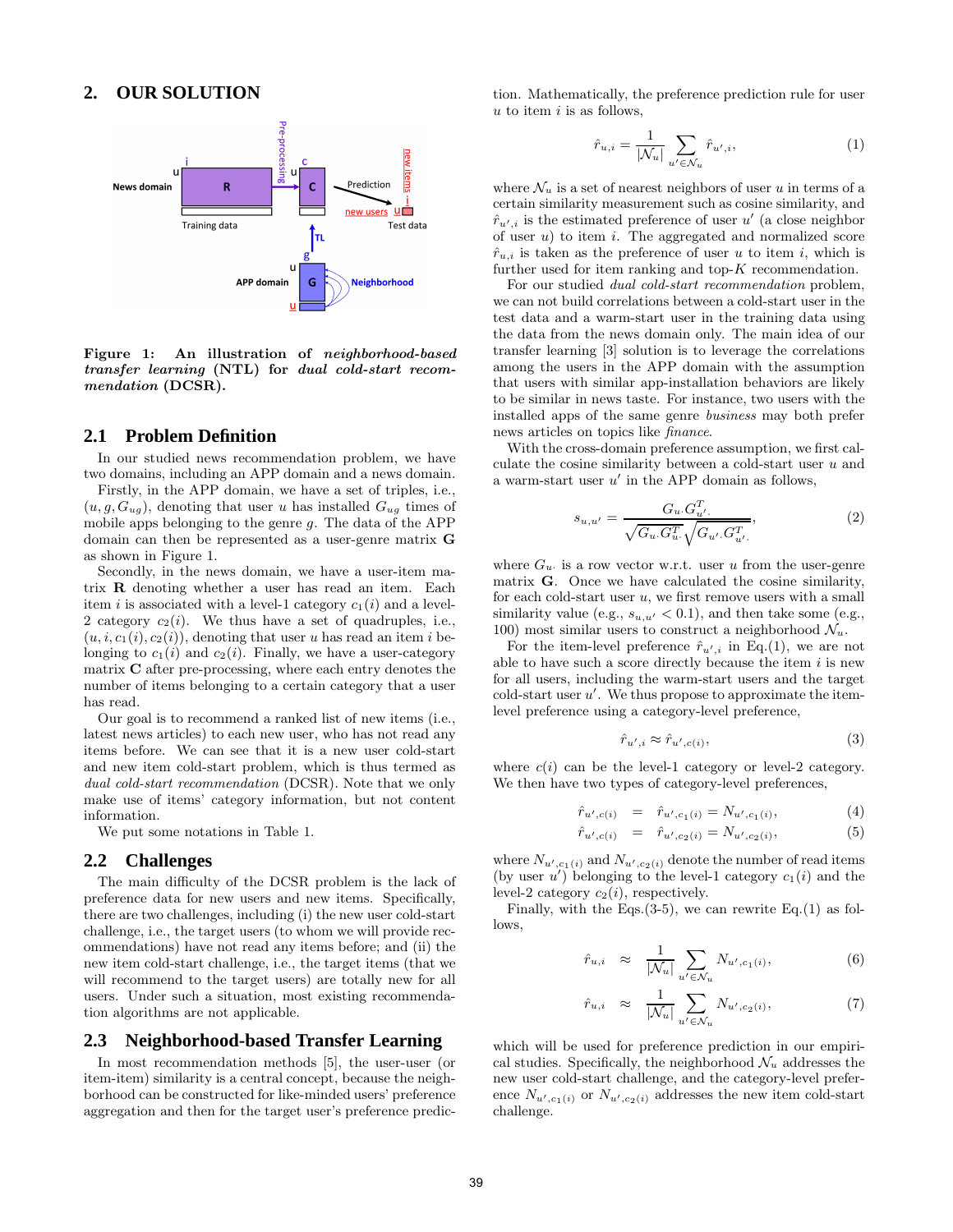## 2. OUR SOLUTION

**Figure 1: An illustration of *neighborhood-based transfer learning* (NTL) for *dual cold-start recommendation* (DCSR).**

### 2.1 Problem Definition

In our studied news recommendation problem, we have two domains, including an APP domain and a news domain.

Firstly, in the APP domain, we have a set of triples, i.e., $(u, g, G_{ug})$, denoting that user $u$ has installed $G_{ug}$ times of mobile apps belonging to the genre $g$. The data of the APP domain can then be represented as a user-genre matrix $\mathbf{G}$ as shown in Figure 1.

Secondly, in the news domain, we have a user-item matrix $\mathbf{R}$ denoting whether a user has read an item. Each item $i$ is associated with a level-1 category $c_1(i)$ and a level-2 category $c_2(i)$. We thus have a set of quadruples, i.e., $(u, i, c_1(i), c_2(i))$, denoting that user $u$ has read an item $i$ belonging to $c_1(i)$ and $c_2(i)$. Finally, we have a user-category matrix $\mathbf{C}$ after pre-processing, where each entry denotes the number of items belonging to a certain category that a user has read.

Our goal is to recommend a ranked list of new items (i.e., latest news articles) to each new user, who has not read any items before. We can see that it is a new user cold-start and new item cold-start problem, which is thus termed as *dual cold-start recommendation* (DCSR). Note that we only make use of items' category information, but not content information.

We put some notations in Table 1.

### 2.2 Challenges

The main difficulty of the DCSR problem is the lack of preference data for new users and new items. Specifically, there are two challenges, including (i) the new user cold-start challenge, i.e., the target users (to whom we will provide recommendations) have not read any items before; and (ii) the new item cold-start challenge, i.e., the target items (that we will recommend to the target users) are totally new for all users. Under such a situation, most existing recommendation algorithms are not applicable.

### 2.3 Neighborhood-based Transfer Learning

In most recommendation methods [5], the user-user (or item-item) similarity is a central concept, because the neighborhood can be constructed for like-minded users' preference aggregation and then for the target user's preference prediction. Mathematically, the preference prediction rule for user $u$ to item $i$ is as follows,

$$\hat{r}_{u,i} = \frac{1}{|\mathcal{N}_u|} \sum_{u' \in \mathcal{N}_u} \hat{r}_{u',i}, \tag{1}$$

where $\mathcal{N}_u$ is a set of nearest neighbors of user $u$ in terms of a certain similarity measurement such as cosine similarity, and $\hat{r}_{u',i}$ is the estimated preference of user $u'$ (a close neighbor of user $u$) to item $i$. The aggregated and normalized score $\hat{r}_{u,i}$ is taken as the preference of user $u$ to item $i$, which is further used for item ranking and top-$K$ recommendation.

For our studied *dual cold-start recommendation* problem, we can not build correlations between a cold-start user in the test data and a warm-start user in the training data using the data from the news domain only. The main idea of our transfer learning [3] solution is to leverage the correlations among the users in the APP domain with the assumption that users with similar app-installation behaviors are likely to be similar in news taste. For instance, two users with the installed apps of the same genre *business* may both prefer news articles on topics like *finance*.

With the cross-domain preference assumption, we first calculate the cosine similarity between a cold-start user $u$ and a warm-start user $u'$ in the APP domain as follows,

$$s_{u,u'} = \frac{G_{u\cdot} G_{u'\cdot}^T}{\sqrt{G_{u\cdot} G_{u\cdot}^T} \sqrt{G_{u'\cdot} G_{u'\cdot}^T}}, \tag{2}$$

where $G_{u\cdot}$ is a row vector w.r.t. user $u$ from the user-genre matrix $\mathbf{G}$. Once we have calculated the cosine similarity, for each cold-start user $u$, we first remove users with a small similarity value (e.g., $s_{u,u'} < 0.1$), and then take some (e.g., 100) most similar users to construct a neighborhood $\mathcal{N}_u$.

For the item-level preference $\hat{r}_{u',i}$ in Eq.(1), we are not able to have such a score directly because the item $i$ is new for all users, including the warm-start users and the target cold-start user $u'$. We thus propose to approximate the item-level preference using a category-level preference,

$$\hat{r}_{u',i} \approx \hat{r}_{u',c(i)}, \tag{3}$$

where $c(i)$ can be the level-1 category or level-2 category. We then have two types of category-level preferences,

$$\hat{r}_{u',c(i)} = \hat{r}_{u',c_1(i)} = N_{u',c_1(i)}, \tag{4}$$

$$\hat{r}_{u',c(i)} = \hat{r}_{u',c_2(i)} = N_{u',c_2(i)}, \tag{5}$$

where $N_{u',c_1(i)}$ and $N_{u',c_2(i)}$ denote the number of read items (by user $u'$) belonging to the level-1 category $c_1(i)$ and the level-2 category $c_2(i)$, respectively.

Finally, with the Eqs.(3-5), we can rewrite Eq.(1) as follows,

$$\hat{r}_{u,i} \approx \frac{1}{|\mathcal{N}_u|} \sum_{u' \in \mathcal{N}_u} N_{u',c_1(i)}, \tag{6}$$

$$\hat{r}_{u,i} \approx \frac{1}{|\mathcal{N}_u|} \sum_{u' \in \mathcal{N}_u} N_{u',c_2(i)}, \tag{7}$$

which will be used for preference prediction in our empirical studies. Specifically, the neighborhood $\mathcal{N}_u$ addresses the new user cold-start challenge, and the category-level preference $N_{u',c_1(i)}$ or $N_{u',c_2(i)}$ addresses the new item cold-start challenge.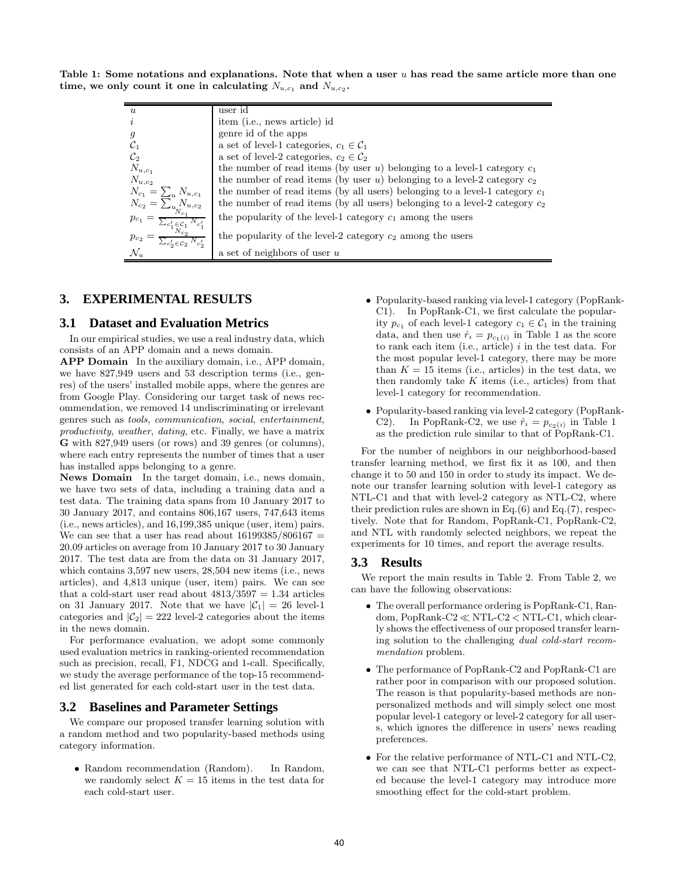**Table 1: Some notations and explanations. Note that when a user $u$ has read the same article more than one time, we only count it one in calculating $N_{u,c_1}$ and $N_{u,c_2}$.**

| | |
|---|---|
| $u$ | user id |
| $i$ | item (i.e., news article) id |
| $g$ | genre id of the apps |
| $\mathcal{C}_1$ | a set of level-1 categories, $c_1 \in \mathcal{C}_1$ |
| $\mathcal{C}_2$ | a set of level-2 categories, $c_2 \in \mathcal{C}_2$ |
| $N_{u,c_1}$ | the number of read items (by user $u$) belonging to a level-1 category $c_1$ |
| $N_{u,c_2}$ | the number of read items (by user $u$) belonging to a level-2 category $c_2$ |
| $N_{c_1} = \sum_u N_{u,c_1}$ | the number of read items (by all users) belonging to a level-1 category $c_1$ |
| $N_{c_2} = \sum_u N_{u,c_2}$ | the number of read items (by all users) belonging to a level-2 category $c_2$ |
| $p_{c_1} = \frac{N_{c_1}}{\sum_{c_1' \in \mathcal{C}_1} N_{c_1'}}$ | the popularity of the level-1 category $c_1$ among the users |
| $p_{c_2} = \frac{N_{c_2}}{\sum_{c_2' \in \mathcal{C}_2} N_{c_2'}}$ | the popularity of the level-2 category $c_2$ among the users |
| $\mathcal{N}_u$ | a set of neighbors of user $u$ |

## 3. EXPERIMENTAL RESULTS

### 3.1 Dataset and Evaluation Metrics

In our empirical studies, we use a real industry data, which consists of an APP domain and a news domain.

**APP Domain** In the auxiliary domain, i.e., APP domain, we have 827,949 users and 53 description terms (i.e., genres) of the users' installed mobile apps, where the genres are from Google Play. Considering our target task of news recommendation, we removed 14 undiscriminating or irrelevant genres such as *tools*, *communication*, *social*, *entertainment*, *productivity*, *weather*, *dating*, etc. Finally, we have a matrix **G** with 827,949 users (or rows) and 39 genres (or columns), where each entry represents the number of times that a user has installed apps belonging to a genre.

**News Domain** In the target domain, i.e., news domain, we have two sets of data, including a training data and a test data. The training data spans from 10 January 2017 to 30 January 2017, and contains 806,167 users, 747,643 items (i.e., news articles), and 16,199,385 unique (user, item) pairs. We can see that a user has read about $16199385/806167 = 20.09$ articles on average from 10 January 2017 to 30 January 2017. The test data are from the data on 31 January 2017, which contains 3,597 new users, 28,504 new items (i.e., news articles), and 4,813 unique (user, item) pairs. We can see that a cold-start user read about $4813/3597 = 1.34$ articles on 31 January 2017. Note that we have $|\mathcal{C}_1| = 26$ level-1 categories and $|\mathcal{C}_2| = 222$ level-2 categories about the items in the news domain.

For performance evaluation, we adopt some commonly used evaluation metrics in ranking-oriented recommendation such as precision, recall, F1, NDCG and 1-call. Specifically, we study the average performance of the top-15 recommended list generated for each cold-start user in the test data.

### 3.2 Baselines and Parameter Settings

We compare our proposed transfer learning solution with a random method and two popularity-based methods using category information.

- Random recommendation (Random). In Random, we randomly select $K = 15$ items in the test data for each cold-start user.
- Popularity-based ranking via level-1 category (PopRank-C1). In PopRank-C1, we first calculate the popularity $p_{c_1}$ of each level-1 category $c_1 \in \mathcal{C}_1$ in the training data, and then use $\hat{r}_i = p_{c_1(i)}$ in Table 1 as the score to rank each item (i.e., article) $i$ in the test data. For the most popular level-1 category, there may be more than $K = 15$ items (i.e., articles) in the test data, we then randomly take $K$ items (i.e., articles) from that level-1 category for recommendation.
- Popularity-based ranking via level-2 category (PopRank-C2). In PopRank-C2, we use $\hat{r}_i = p_{c_2(i)}$ in Table 1 as the prediction rule similar to that of PopRank-C1.

For the number of neighbors in our neighborhood-based transfer learning method, we first fix it as 100, and then change it to 50 and 150 in order to study its impact. We denote our transfer learning solution with level-1 category as NTL-C1 and that with level-2 category as NTL-C2, where their prediction rules are shown in Eq.(6) and Eq.(7), respectively. Note that for Random, PopRank-C1, PopRank-C2, and NTL with randomly selected neighbors, we repeat the experiments for 10 times, and report the average results.

### 3.3 Results

We report the main results in Table 2. From Table 2, we can have the following observations:

- The overall performance ordering is PopRank-C1, Random, PopRank-C2 $\ll$ NTL-C2 $<$ NTL-C1, which clearly shows the effectiveness of our proposed transfer learning solution to the challenging *dual cold-start recommendation* problem.
- The performance of PopRank-C2 and PopRank-C1 are rather poor in comparison with our proposed solution. The reason is that popularity-based methods are non-personalized methods and will simply select one most popular level-1 category or level-2 category for all users, which ignores the difference in users' news reading preferences.
- For the relative performance of NTL-C1 and NTL-C2, we can see that NTL-C1 performs better as expected because the level-1 category may introduce more smoothing effect for the cold-start problem.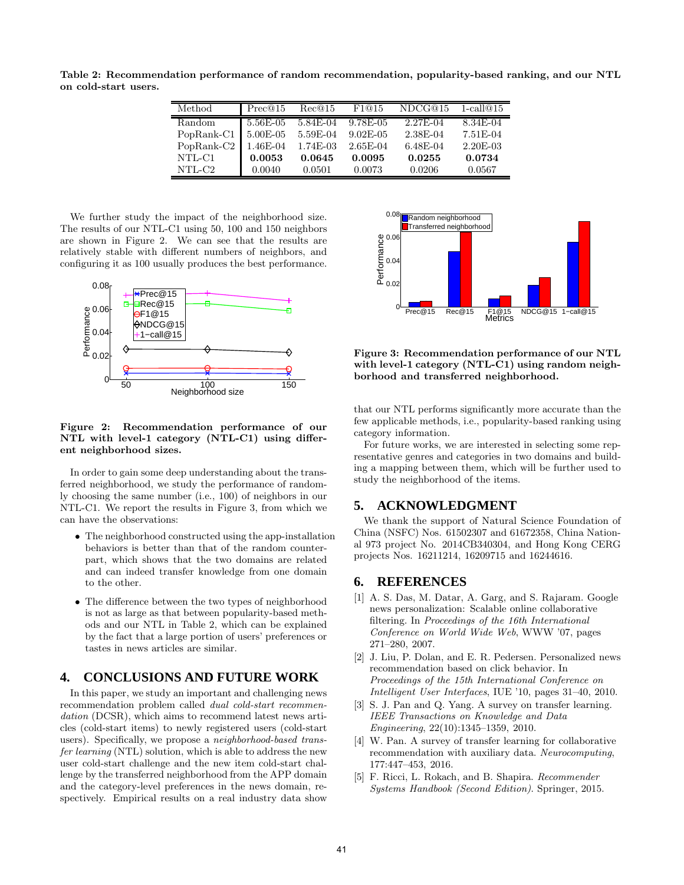**Table 2: Recommendation performance of random recommendation, popularity-based ranking, and our NTL on cold-start users.**

| Method | Prec@15 | Rec@15 | F1@15 | NDCG@15 | 1-call@15 |
|---|---|---|---|---|---|
| Random | 5.56E-05 | 5.84E-04 | 9.78E-05 | 2.27E-04 | 8.34E-04 |
| PopRank-C1 | 5.00E-05 | 5.59E-04 | 9.02E-05 | 2.38E-04 | 7.51E-04 |
| PopRank-C2 | 1.46E-04 | 1.74E-03 | 2.65E-04 | 6.48E-04 | 2.20E-03 |
| NTL-C1 | **0.0053** | **0.0645** | **0.0095** | **0.0255** | **0.0734** |
| NTL-C2 | 0.0040 | 0.0501 | 0.0073 | 0.0206 | 0.0567 |

We further study the impact of the neighborhood size. The results of our NTL-C1 using 50, 100 and 150 neighbors are shown in Figure 2. We can see that the results are relatively stable with different numbers of neighbors, and configuring it as 100 usually produces the best performance.

Prec@15
Rec@15
F1@15
NDCG@15
1−call@15
Performance
0
0.02
0.04
0.06
0.08
50
100
150
Neighborhood size

**Figure 2: Recommendation performance of our NTL with level-1 category (NTL-C1) using different neighborhood sizes.**

In order to gain some deep understanding about the transferred neighborhood, we study the performance of randomly choosing the same number (i.e., 100) of neighbors in our NTL-C1. We report the results in Figure 3, from which we can have the observations:

- The neighborhood constructed using the app-installation behaviors is better than that of the random counterpart, which shows that the two domains are related and can indeed transfer knowledge from one domain to the other.
- The difference between the two types of neighborhood is not as large as that between popularity-based methods and our NTL in Table 2, which can be explained by the fact that a large portion of users' preferences or tastes in news articles are similar.

## 4. CONCLUSIONS AND FUTURE WORK

In this paper, we study an important and challenging news recommendation problem called *dual cold-start recommendation* (DCSR), which aims to recommend latest news articles (cold-start items) to newly registered users (cold-start users). Specifically, we propose a *neighborhood-based transfer learning* (NTL) solution, which is able to address the new user cold-start challenge and the new item cold-start challenge by the transferred neighborhood from the APP domain and the category-level preferences in the news domain, respectively. Empirical results on a real industry data show that our NTL performs significantly more accurate than the few applicable methods, i.e., popularity-based ranking using category information.

Random neighborhood
Transferred neighborhood
Performance
0
0.02
0.04
0.06
0.08
Prec@15
Rec@15
F1@15
NDCG@15
1−call@15
Metrics

**Figure 3: Recommendation performance of our NTL with level-1 category (NTL-C1) using random neighborhood and transferred neighborhood.**

For future works, we are interested in selecting some representative genres and categories in two domains and building a mapping between them, which will be further used to study the neighborhood of the items.

## 5. ACKNOWLEDGMENT

We thank the support of Natural Science Foundation of China (NSFC) Nos. 61502307 and 61672358, China National 973 project No. 2014CB340304, and Hong Kong CERG projects Nos. 16211214, 16209715 and 16244616.

## 6. REFERENCES

[1] A. S. Das, M. Datar, A. Garg, and S. Rajaram. Google news personalization: Scalable online collaborative filtering. In *Proceedings of the 16th International Conference on World Wide Web*, WWW '07, pages 271–280, 2007.

[2] J. Liu, P. Dolan, and E. R. Pedersen. Personalized news recommendation based on click behavior. In *Proceedings of the 15th International Conference on Intelligent User Interfaces*, IUE '10, pages 31–40, 2010.

[3] S. J. Pan and Q. Yang. A survey on transfer learning. *IEEE Transactions on Knowledge and Data Engineering*, 22(10):1345–1359, 2010.

[4] W. Pan. A survey of transfer learning for collaborative recommendation with auxiliary data. *Neurocomputing*, 177:447–453, 2016.

[5] F. Ricci, L. Rokach, and B. Shapira. *Recommender Systems Handbook (Second Edition)*. Springer, 2015.